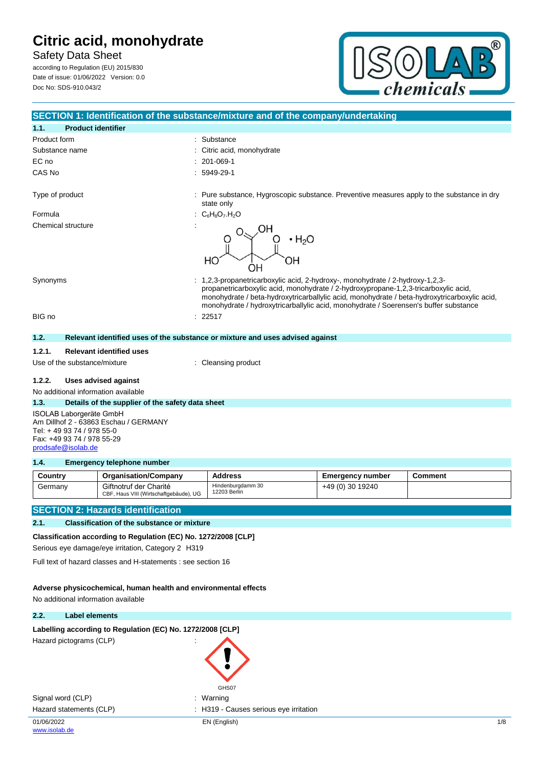# Citric acid, monohydrate

Safety Data Sheet

according to Regulation (EU) 2015/830
Date of issue: 01/06/2022 Version: 0.0
Doc No: SDS-910.043/2

## SECTION 1: Identification of the substance/mixture and of the company/undertaking

### 1.1. Product identifier

Product form : Substance

Substance name : Citric acid, monohydrate

EC no : 201-069-1

CAS No : 5949-29-1

Type of product : Pure substance, Hygroscopic substance. Preventive measures apply to the substance in dry state only

Formula : $C_6H_8O_7.H_2O$

Chemical structure :

Synonyms : 1,2,3-propanetricarboxylic acid, 2-hydroxy-, monohydrate / 2-hydroxy-1,2,3-propanetricarboxylic acid, monohydrate / 2-hydroxypropane-1,2,3-tricarboxylic acid, monohydrate / beta-hydroxytricarballylic acid, monohydrate / beta-hydroxytricarboxylic acid, monohydrate / hydroxytricarballylic acid, monohydrate / Soerensen's buffer substance

BIG no : 22517

### 1.2. Relevant identified uses of the substance or mixture and uses advised against

#### 1.2.1. Relevant identified uses

Use of the substance/mixture : Cleansing product

#### 1.2.2. Uses advised against

No additional information available

### 1.3. Details of the supplier of the safety data sheet

ISOLAB Laborgeräte GmbH
Am Dillhof 2 - 63863 Eschau / GERMANY
Tel: + 49 93 74 / 978 55-0
Fax: +49 93 74 / 978 55-29
prodsafe@isolab.de

### 1.4. Emergency telephone number

| Country | Organisation/Company | Address | Emergency number | Comment |
|---|---|---|---|---|
| Germany | Giftnotruf der Charité CBF, Haus VIII (Wirtschaftgebäude), UG | Hindenburgdamm 30 12203 Berlin | +49 (0) 30 19240 | |

## SECTION 2: Hazards identification

### 2.1. Classification of the substance or mixture

**Classification according to Regulation (EC) No. 1272/2008 [CLP]**

Serious eye damage/eye irritation, Category 2 H319

Full text of hazard classes and H-statements : see section 16

**Adverse physicochemical, human health and environmental effects**

No additional information available

### 2.2. Label elements

**Labelling according to Regulation (EC) No. 1272/2008 [CLP]**

Hazard pictograms (CLP) :

GHS07

Signal word (CLP) : Warning

Hazard statements (CLP) : H319 - Causes serious eye irritation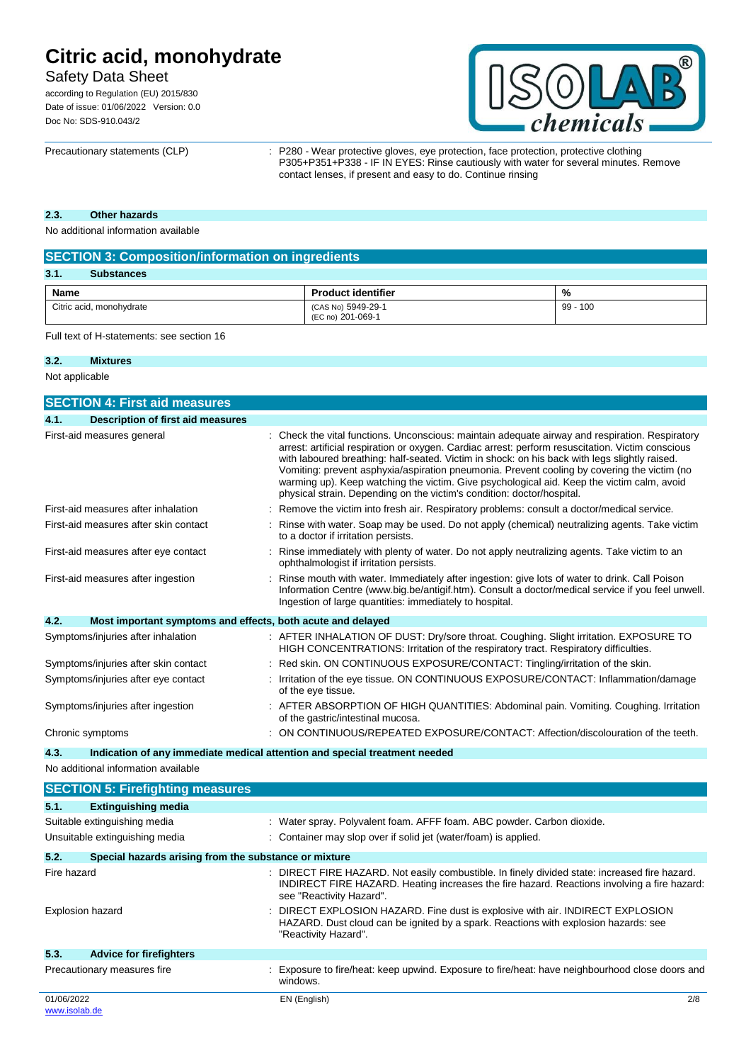Precautionary statements (CLP) : P280 - Wear protective gloves, eye protection, face protection, protective clothing
P305+P351+P338 - IF IN EYES: Rinse cautiously with water for several minutes. Remove contact lenses, if present and easy to do. Continue rinsing

### 2.3. Other hazards

No additional information available

## SECTION 3: Composition/information on ingredients

### 3.1. Substances

| Name | Product identifier | % |
|---|---|---|
| Citric acid, monohydrate | (CAS No) 5949-29-1<br>(EC no) 201-069-1 | 99 - 100 |

Full text of H-statements: see section 16

### 3.2. Mixtures

Not applicable

## SECTION 4: First aid measures

### 4.1. Description of first aid measures

First-aid measures general : Check the vital functions. Unconscious: maintain adequate airway and respiration. Respiratory arrest: artificial respiration or oxygen. Cardiac arrest: perform resuscitation. Victim conscious with laboured breathing: half-seated. Victim in shock: on his back with legs slightly raised. Vomiting: prevent asphyxia/aspiration pneumonia. Prevent cooling by covering the victim (no warming up). Keep watching the victim. Give psychological aid. Keep the victim calm, avoid physical strain. Depending on the victim's condition: doctor/hospital.

First-aid measures after inhalation : Remove the victim into fresh air. Respiratory problems: consult a doctor/medical service.

First-aid measures after skin contact : Rinse with water. Soap may be used. Do not apply (chemical) neutralizing agents. Take victim to a doctor if irritation persists.

First-aid measures after eye contact : Rinse immediately with plenty of water. Do not apply neutralizing agents. Take victim to an ophthalmologist if irritation persists.

First-aid measures after ingestion : Rinse mouth with water. Immediately after ingestion: give lots of water to drink. Call Poison Information Centre (www.big.be/antigif.htm). Consult a doctor/medical service if you feel unwell. Ingestion of large quantities: immediately to hospital.

### 4.2. Most important symptoms and effects, both acute and delayed

Symptoms/injuries after inhalation : AFTER INHALATION OF DUST: Dry/sore throat. Coughing. Slight irritation. EXPOSURE TO HIGH CONCENTRATIONS: Irritation of the respiratory tract. Respiratory difficulties.

Symptoms/injuries after skin contact : Red skin. ON CONTINUOUS EXPOSURE/CONTACT: Tingling/irritation of the skin.

Symptoms/injuries after eye contact : Irritation of the eye tissue. ON CONTINUOUS EXPOSURE/CONTACT: Inflammation/damage of the eye tissue.

Symptoms/injuries after ingestion : AFTER ABSORPTION OF HIGH QUANTITIES: Abdominal pain. Vomiting. Coughing. Irritation of the gastric/intestinal mucosa.

Chronic symptoms : ON CONTINUOUS/REPEATED EXPOSURE/CONTACT: Affection/discolouration of the teeth.

### 4.3. Indication of any immediate medical attention and special treatment needed

No additional information available

## SECTION 5: Firefighting measures

### 5.1. Extinguishing media

Suitable extinguishing media : Water spray. Polyvalent foam. AFFF foam. ABC powder. Carbon dioxide.

Unsuitable extinguishing media : Container may slop over if solid jet (water/foam) is applied.

### 5.2. Special hazards arising from the substance or mixture

Fire hazard : DIRECT FIRE HAZARD. Not easily combustible. In finely divided state: increased fire hazard. INDIRECT FIRE HAZARD. Heating increases the fire hazard. Reactions involving a fire hazard: see "Reactivity Hazard".

Explosion hazard : DIRECT EXPLOSION HAZARD. Fine dust is explosive with air. INDIRECT EXPLOSION HAZARD. Dust cloud can be ignited by a spark. Reactions with explosion hazards: see "Reactivity Hazard".

### 5.3. Advice for firefighters

Precautionary measures fire : Exposure to fire/heat: keep upwind. Exposure to fire/heat: have neighbourhood close doors and windows.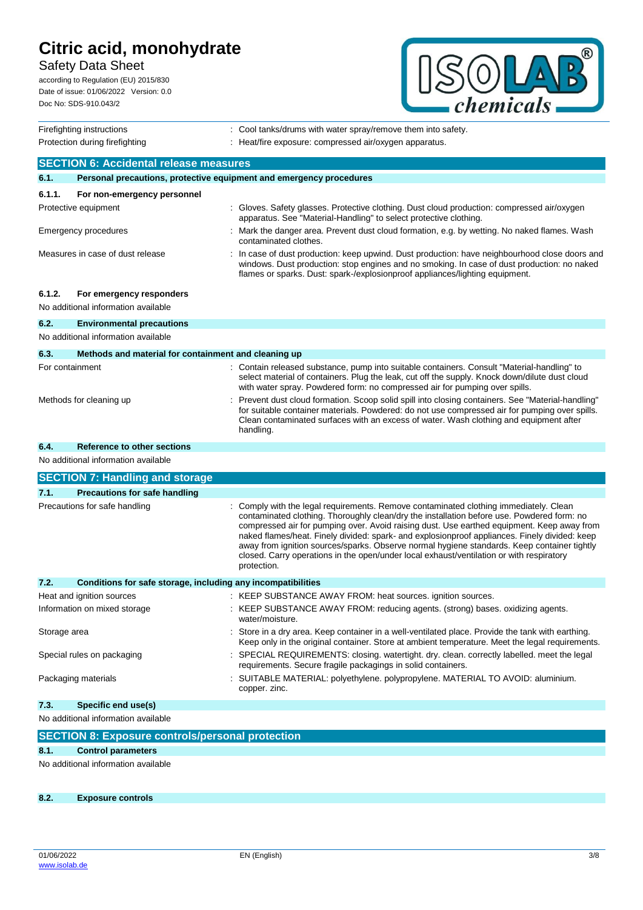| | |
|---|---|
| Firefighting instructions | : Cool tanks/drums with water spray/remove them into safety. |
| Protection during firefighting | : Heat/fire exposure: compressed air/oxygen apparatus. |

## SECTION 6: Accidental release measures

### 6.1. Personal precautions, protective equipment and emergency procedures

#### 6.1.1. For non-emergency personnel

| | |
|---|---|
| Protective equipment | : Gloves. Safety glasses. Protective clothing. Dust cloud production: compressed air/oxygen apparatus. See "Material-Handling" to select protective clothing. |
| Emergency procedures | : Mark the danger area. Prevent dust cloud formation, e.g. by wetting. No naked flames. Wash contaminated clothes. |
| Measures in case of dust release | : In case of dust production: keep upwind. Dust production: have neighbourhood close doors and windows. Dust production: stop engines and no smoking. In case of dust production: no naked flames or sparks. Dust: spark-/explosionproof appliances/lighting equipment. |

#### 6.1.2. For emergency responders

No additional information available

### 6.2. Environmental precautions

No additional information available

### 6.3. Methods and material for containment and cleaning up

| | |
|---|---|
| For containment | : Contain released substance, pump into suitable containers. Consult "Material-handling" to select material of containers. Plug the leak, cut off the supply. Knock down/dilute dust cloud with water spray. Powdered form: no compressed air for pumping over spills. |
| Methods for cleaning up | : Prevent dust cloud formation. Scoop solid spill into closing containers. See "Material-handling" for suitable container materials. Powdered: do not use compressed air for pumping over spills. Clean contaminated surfaces with an excess of water. Wash clothing and equipment after handling. |

### 6.4. Reference to other sections

No additional information available

## SECTION 7: Handling and storage

### 7.1. Precautions for safe handling

| | |
|---|---|
| Precautions for safe handling | : Comply with the legal requirements. Remove contaminated clothing immediately. Clean contaminated clothing. Thoroughly clean/dry the installation before use. Powdered form: no compressed air for pumping over. Avoid raising dust. Use earthed equipment. Keep away from naked flames/heat. Finely divided: spark- and explosionproof appliances. Finely divided: keep away from ignition sources/sparks. Observe normal hygiene standards. Keep container tightly closed. Carry operations in the open/under local exhaust/ventilation or with respiratory protection. |

### 7.2. Conditions for safe storage, including any incompatibilities

| | |
|---|---|
| Heat and ignition sources | : KEEP SUBSTANCE AWAY FROM: heat sources. ignition sources. |
| Information on mixed storage | : KEEP SUBSTANCE AWAY FROM: reducing agents. (strong) bases. oxidizing agents. water/moisture. |
| Storage area | : Store in a dry area. Keep container in a well-ventilated place. Provide the tank with earthing. Keep only in the original container. Store at ambient temperature. Meet the legal requirements. |
| Special rules on packaging | : SPECIAL REQUIREMENTS: closing. watertight. dry. clean. correctly labelled. meet the legal requirements. Secure fragile packagings in solid containers. |
| Packaging materials | : SUITABLE MATERIAL: polyethylene. polypropylene. MATERIAL TO AVOID: aluminium. copper. zinc. |

### 7.3. Specific end use(s)

No additional information available

## SECTION 8: Exposure controls/personal protection

### 8.1. Control parameters

No additional information available

### 8.2. Exposure controls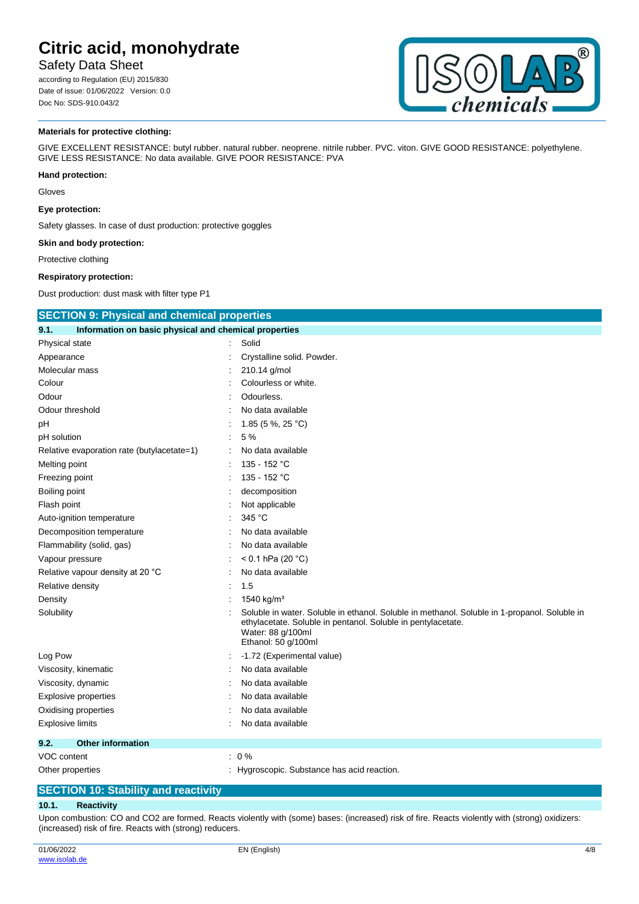**Materials for protective clothing:**

GIVE EXCELLENT RESISTANCE: butyl rubber. natural rubber. neoprene. nitrile rubber. PVC. viton. GIVE GOOD RESISTANCE: polyethylene. GIVE LESS RESISTANCE: No data available. GIVE POOR RESISTANCE: PVA

**Hand protection:**

Gloves

**Eye protection:**

Safety glasses. In case of dust production: protective goggles

**Skin and body protection:**

Protective clothing

**Respiratory protection:**

Dust production: dust mask with filter type P1

## SECTION 9: Physical and chemical properties

### 9.1. Information on basic physical and chemical properties

| Property | Value |
| --- | --- |
| Physical state | Solid |
| Appearance | Crystalline solid. Powder. |
| Molecular mass | 210.14 g/mol |
| Colour | Colourless or white. |
| Odour | Odourless. |
| Odour threshold | No data available |
| pH | 1.85 (5 %, 25 °C) |
| pH solution | 5 % |
| Relative evaporation rate (butylacetate=1) | No data available |
| Melting point | 135 - 152 °C |
| Freezing point | 135 - 152 °C |
| Boiling point | decomposition |
| Flash point | Not applicable |
| Auto-ignition temperature | 345 °C |
| Decomposition temperature | No data available |
| Flammability (solid, gas) | No data available |
| Vapour pressure | < 0.1 hPa (20 °C) |
| Relative vapour density at 20 °C | No data available |
| Relative density | 1.5 |
| Density | 1540 kg/m³ |
| Solubility | Soluble in water. Soluble in ethanol. Soluble in methanol. Soluble in 1-propanol. Soluble in ethylacetate. Soluble in pentanol. Soluble in pentylacetate.<br>Water: 88 g/100ml<br>Ethanol: 50 g/100ml |
| Log Pow | -1.72 (Experimental value) |
| Viscosity, kinematic | No data available |
| Viscosity, dynamic | No data available |
| Explosive properties | No data available |
| Oxidising properties | No data available |
| Explosive limits | No data available |

### 9.2. Other information

| Property | Value |
| --- | --- |
| VOC content | 0 % |
| Other properties | Hygroscopic. Substance has acid reaction. |

## SECTION 10: Stability and reactivity

### 10.1. Reactivity

Upon combustion: CO and CO2 are formed. Reacts violently with (some) bases: (increased) risk of fire. Reacts violently with (strong) oxidizers: (increased) risk of fire. Reacts with (strong) reducers.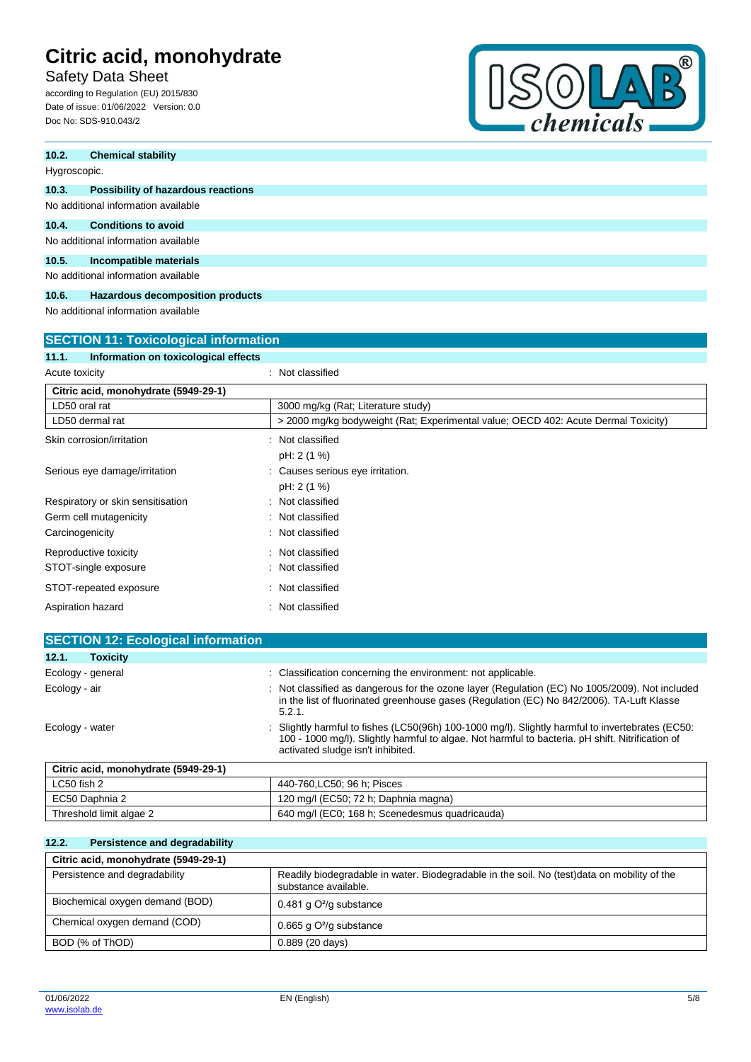### 10.2. Chemical stability

Hygroscopic.

### 10.3. Possibility of hazardous reactions

No additional information available

### 10.4. Conditions to avoid

No additional information available

### 10.5. Incompatible materials

No additional information available

### 10.6. Hazardous decomposition products

No additional information available

## SECTION 11: Toxicological information

### 11.1. Information on toxicological effects

Acute toxicity : Not classified

| Citric acid, monohydrate (5949-29-1) | |
|---|---|
| LD50 oral rat | 3000 mg/kg (Rat; Literature study) |
| LD50 dermal rat | > 2000 mg/kg bodyweight (Rat; Experimental value; OECD 402: Acute Dermal Toxicity) |

Skin corrosion/irritation : Not classified
pH: 2 (1 %)

Serious eye damage/irritation : Causes serious eye irritation.
pH: 2 (1 %)

Respiratory or skin sensitisation : Not classified

Germ cell mutagenicity : Not classified

Carcinogenicity : Not classified

Reproductive toxicity : Not classified

STOT-single exposure : Not classified

STOT-repeated exposure : Not classified

Aspiration hazard : Not classified

## SECTION 12: Ecological information

### 12.1. Toxicity

Ecology - general : Classification concerning the environment: not applicable.

Ecology - air : Not classified as dangerous for the ozone layer (Regulation (EC) No 1005/2009). Not included in the list of fluorinated greenhouse gases (Regulation (EC) No 842/2006). TA-Luft Klasse 5.2.1.

Ecology - water : Slightly harmful to fishes (LC50(96h) 100-1000 mg/l). Slightly harmful to invertebrates (EC50: 100 - 1000 mg/l). Slightly harmful to algae. Not harmful to bacteria. pH shift. Nitrification of activated sludge isn't inhibited.

| Citric acid, monohydrate (5949-29-1) | |
|---|---|
| LC50 fish 2 | 440-760,LC50; 96 h; Pisces |
| EC50 Daphnia 2 | 120 mg/l (EC50; 72 h; Daphnia magna) |
| Threshold limit algae 2 | 640 mg/l (EC0; 168 h; Scenedesmus quadricauda) |

### 12.2. Persistence and degradability

| Citric acid, monohydrate (5949-29-1) | |
|---|---|
| Persistence and degradability | Readily biodegradable in water. Biodegradable in the soil. No (test)data on mobility of the substance available. |
| Biochemical oxygen demand (BOD) | 0.481 g $O^2$/g substance |
| Chemical oxygen demand (COD) | 0.665 g $O^2$/g substance |
| BOD (% of ThOD) | 0.889 (20 days) |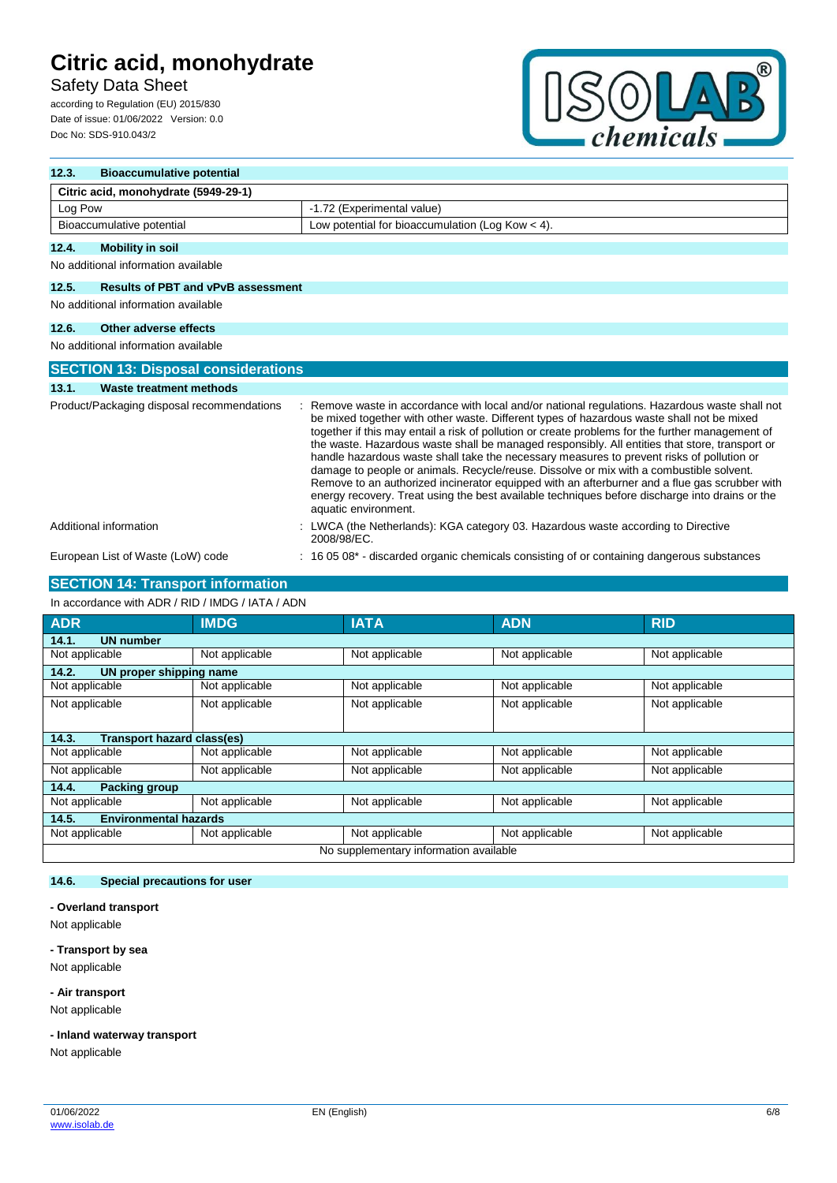### 12.3. Bioaccumulative potential

| Citric acid, monohydrate (5949-29-1) | |
|---|---|
| Log Pow | -1.72 (Experimental value) |
| Bioaccumulative potential | Low potential for bioaccumulation (Log Kow < 4). |

### 12.4. Mobility in soil

No additional information available

### 12.5. Results of PBT and vPvB assessment

No additional information available

### 12.6. Other adverse effects

No additional information available

## SECTION 13: Disposal considerations

### 13.1. Waste treatment methods

Product/Packaging disposal recommendations : Remove waste in accordance with local and/or national regulations. Hazardous waste shall not be mixed together with other waste. Different types of hazardous waste shall not be mixed together if this may entail a risk of pollution or create problems for the further management of the waste. Hazardous waste shall be managed responsibly. All entities that store, transport or handle hazardous waste shall take the necessary measures to prevent risks of pollution or damage to people or animals. Recycle/reuse. Dissolve or mix with a combustible solvent. Remove to an authorized incinerator equipped with an afterburner and a flue gas scrubber with energy recovery. Treat using the best available techniques before discharge into drains or the aquatic environment.

Additional information : LWCA (the Netherlands): KGA category 03. Hazardous waste according to Directive 2008/98/EC.

European List of Waste (LoW) code : 16 05 08* - discarded organic chemicals consisting of or containing dangerous substances

## SECTION 14: Transport information

In accordance with ADR / RID / IMDG / IATA / ADN

| ADR | IMDG | IATA | ADN | RID |
|---|---|---|---|---|
| **14.1. UN number** | | | | |
| Not applicable | Not applicable | Not applicable | Not applicable | Not applicable |
| **14.2. UN proper shipping name** | | | | |
| Not applicable | Not applicable | Not applicable | Not applicable | Not applicable |
| Not applicable | Not applicable | Not applicable | Not applicable | Not applicable |
| **14.3. Transport hazard class(es)** | | | | |
| Not applicable | Not applicable | Not applicable | Not applicable | Not applicable |
| Not applicable | Not applicable | Not applicable | Not applicable | Not applicable |
| **14.4. Packing group** | | | | |
| Not applicable | Not applicable | Not applicable | Not applicable | Not applicable |
| **14.5. Environmental hazards** | | | | |
| Not applicable | Not applicable | Not applicable | Not applicable | Not applicable |
| No supplementary information available | | | | |

### 14.6. Special precautions for user

**- Overland transport**

Not applicable

**- Transport by sea**

Not applicable

**- Air transport**

Not applicable

**- Inland waterway transport**

Not applicable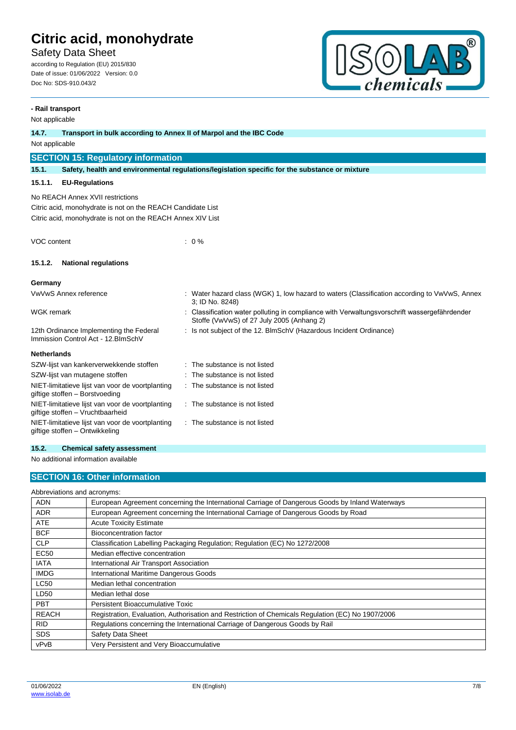**- Rail transport**

Not applicable

### 14.7. Transport in bulk according to Annex II of Marpol and the IBC Code

Not applicable

## SECTION 15: Regulatory information

### 15.1. Safety, health and environmental regulations/legislation specific for the substance or mixture

#### 15.1.1. EU-Regulations

No REACH Annex XVII restrictions

Citric acid, monohydrate is not on the REACH Candidate List

Citric acid, monohydrate is not on the REACH Annex XIV List

VOC content : 0 %

#### 15.1.2. National regulations

**Germany**

| | |
|---|---|
| VwVwS Annex reference | : Water hazard class (WGK) 1, low hazard to waters (Classification according to VwVwS, Annex 3; ID No. 8248) |
| WGK remark | : Classification water polluting in compliance with Verwaltungsvorschrift wassergefährdender Stoffe (VwVwS) of 27 July 2005 (Anhang 2) |
| 12th Ordinance Implementing the Federal Immission Control Act - 12.BImSchV | : Is not subject of the 12. BlmSchV (Hazardous Incident Ordinance) |

**Netherlands**

| | |
|---|---|
| SZW-lijst van kankerverwekkende stoffen | : The substance is not listed |
| SZW-lijst van mutagene stoffen | : The substance is not listed |
| NIET-limitatieve lijst van voor de voortplanting giftige stoffen – Borstvoeding | : The substance is not listed |
| NIET-limitatieve lijst van voor de voortplanting giftige stoffen – Vruchtbaarheid | : The substance is not listed |
| NIET-limitatieve lijst van voor de voortplanting giftige stoffen – Ontwikkeling | : The substance is not listed |

### 15.2. Chemical safety assessment

No additional information available

## SECTION 16: Other information

Abbreviations and acronyms:

| | |
|---|---|
| ADN | European Agreement concerning the International Carriage of Dangerous Goods by Inland Waterways |
| ADR | European Agreement concerning the International Carriage of Dangerous Goods by Road |
| ATE | Acute Toxicity Estimate |
| BCF | Bioconcentration factor |
| CLP | Classification Labelling Packaging Regulation; Regulation (EC) No 1272/2008 |
| EC50 | Median effective concentration |
| IATA | International Air Transport Association |
| IMDG | International Maritime Dangerous Goods |
| LC50 | Median lethal concentration |
| LD50 | Median lethal dose |
| PBT | Persistent Bioaccumulative Toxic |
| REACH | Registration, Evaluation, Authorisation and Restriction of Chemicals Regulation (EC) No 1907/2006 |
| RID | Regulations concerning the International Carriage of Dangerous Goods by Rail |
| SDS | Safety Data Sheet |
| vPvB | Very Persistent and Very Bioaccumulative |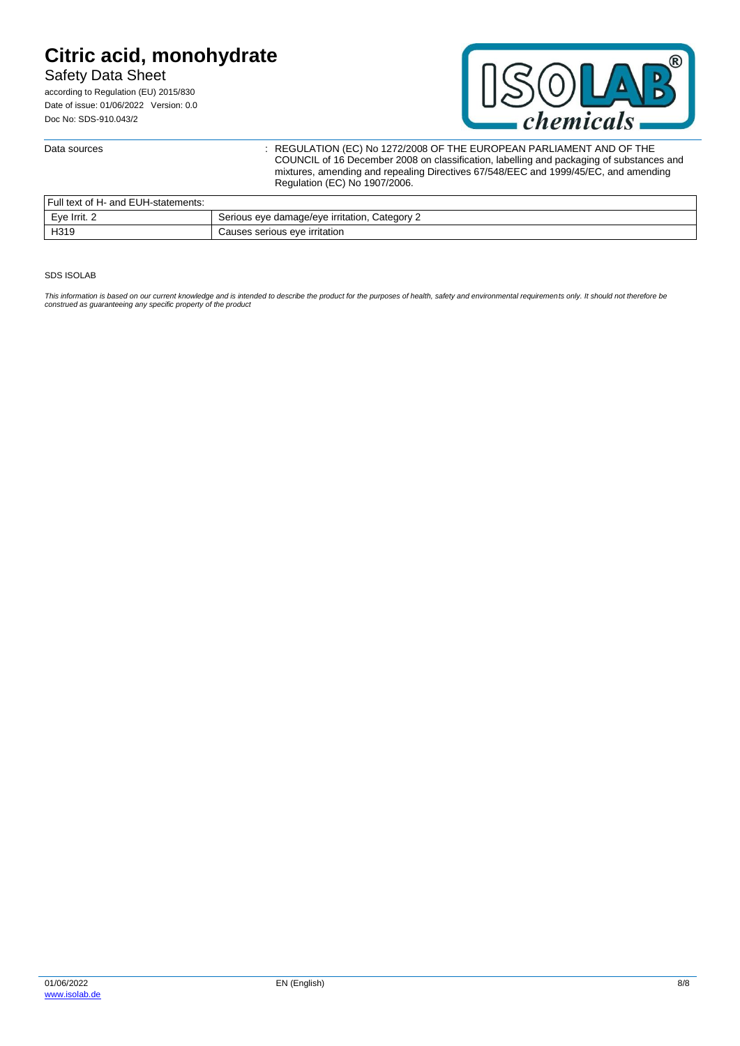Data sources : REGULATION (EC) No 1272/2008 OF THE EUROPEAN PARLIAMENT AND OF THE COUNCIL of 16 December 2008 on classification, labelling and packaging of substances and mixtures, amending and repealing Directives 67/548/EEC and 1999/45/EC, and amending Regulation (EC) No 1907/2006.

| Full text of H- and EUH-statements: | |
|---|---|
| Eye Irrit. 2 | Serious eye damage/eye irritation, Category 2 |
| H319 | Causes serious eye irritation |

SDS ISOLAB

*This information is based on our current knowledge and is intended to describe the product for the purposes of health, safety and environmental requirements only. It should not therefore be construed as guaranteeing any specific property of the product*